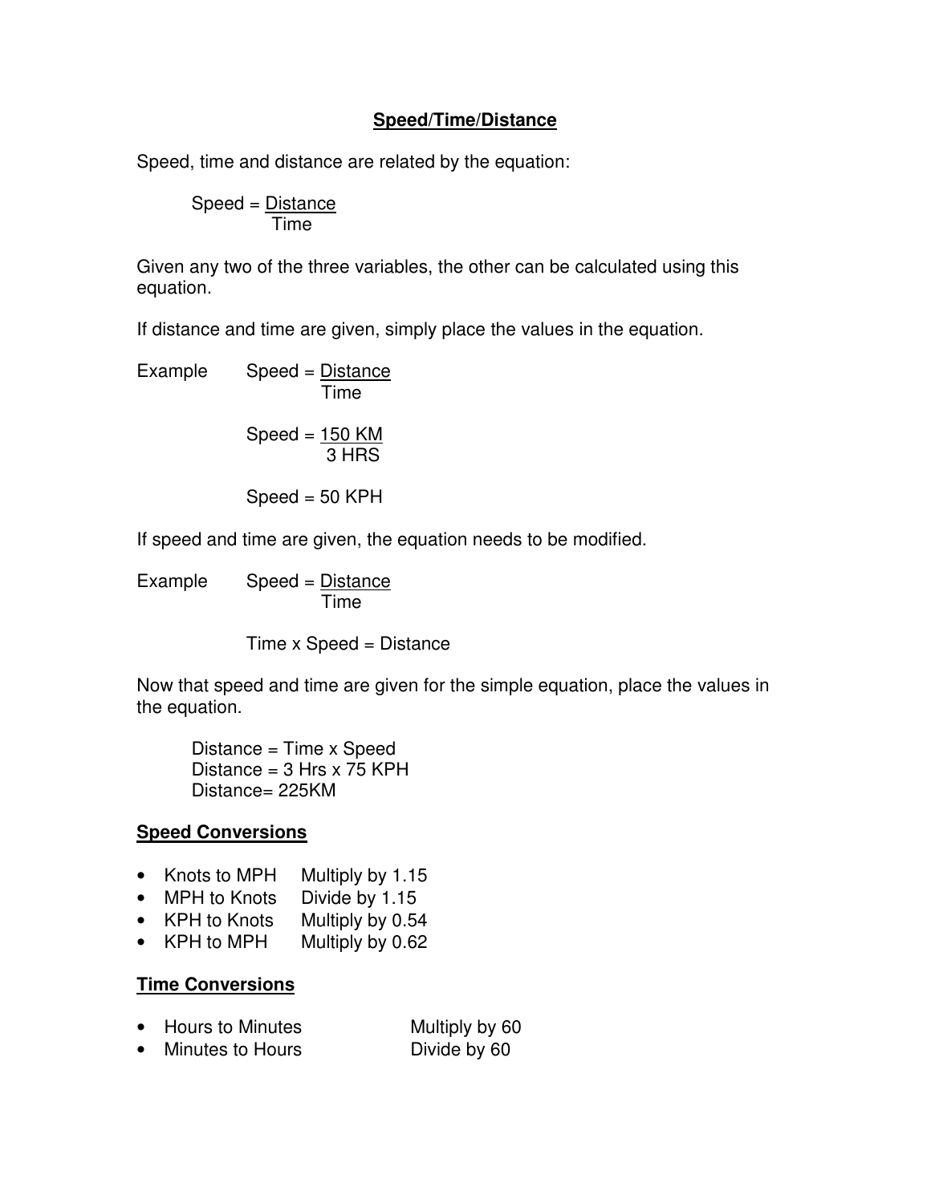# Speed/Time/Distance

Speed, time and distance are related by the equation:

$$\text{Speed} = \frac{\text{Distance}}{\text{Time}}$$

Given any two of the three variables, the other can be calculated using this equation.

If distance and time are given, simply place the values in the equation.

Example

$$\text{Speed} = \frac{\text{Distance}}{\text{Time}}$$

$$\text{Speed} = \frac{150 \text{ KM}}{3 \text{ HRS}}$$

$$\text{Speed} = 50 \text{ KPH}$$

If speed and time are given, the equation needs to be modified.

Example

$$\text{Speed} = \frac{\text{Distance}}{\text{Time}}$$

$$\text{Time} \times \text{Speed} = \text{Distance}$$

Now that speed and time are given for the simple equation, place the values in the equation.

$$\text{Distance} = \text{Time} \times \text{Speed}$$
$$\text{Distance} = 3 \text{ Hrs} \times 75 \text{ KPH}$$
$$\text{Distance} = 225\text{KM}$$

## Speed Conversions

- Knots to MPH — Multiply by 1.15
- MPH to Knots — Divide by 1.15
- KPH to Knots — Multiply by 0.54
- KPH to MPH — Multiply by 0.62

## Time Conversions

- Hours to Minutes — Multiply by 60
- Minutes to Hours — Divide by 60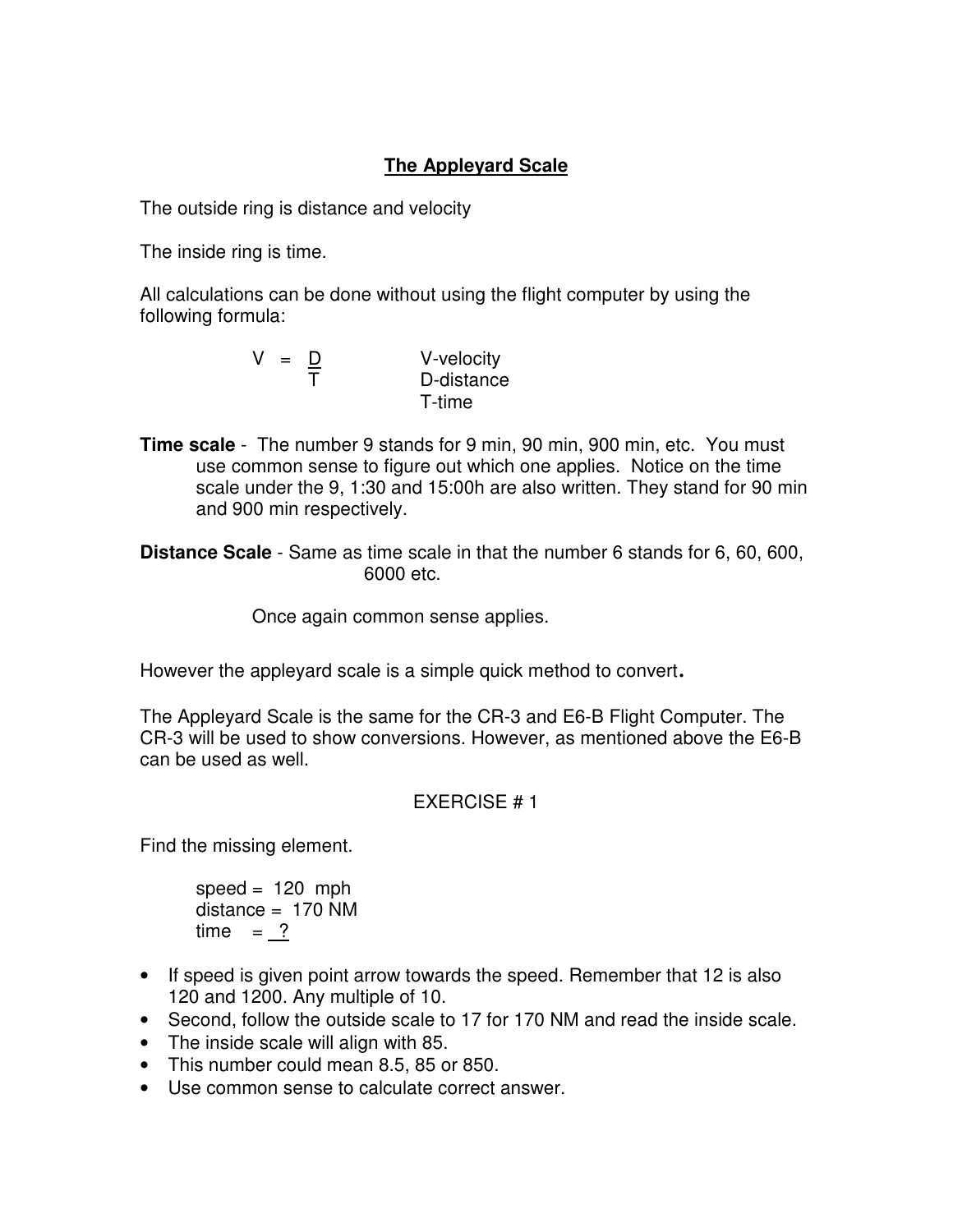## The Appleyard Scale

The outside ring is distance and velocity

The inside ring is time.

All calculations can be done without using the flight computer by using the following formula:

$$V = \frac{D}{T}$$

V-velocity
D-distance
T-time

**Time scale** - The number 9 stands for 9 min, 90 min, 900 min, etc. You must use common sense to figure out which one applies. Notice on the time scale under the 9, 1:30 and 15:00h are also written. They stand for 90 min and 900 min respectively.

**Distance Scale** - Same as time scale in that the number 6 stands for 6, 60, 600, 6000 etc.

Once again common sense applies.

However the appleyard scale is a simple quick method to convert.

The Appleyard Scale is the same for the CR-3 and E6-B Flight Computer. The CR-3 will be used to show conversions. However, as mentioned above the E6-B can be used as well.

EXERCISE # 1

Find the missing element.

speed = 120 mph
distance = 170 NM
time = ?

- If speed is given point arrow towards the speed. Remember that 12 is also 120 and 1200. Any multiple of 10.
- Second, follow the outside scale to 17 for 170 NM and read the inside scale.
- The inside scale will align with 85.
- This number could mean 8.5, 85 or 850.
- Use common sense to calculate correct answer.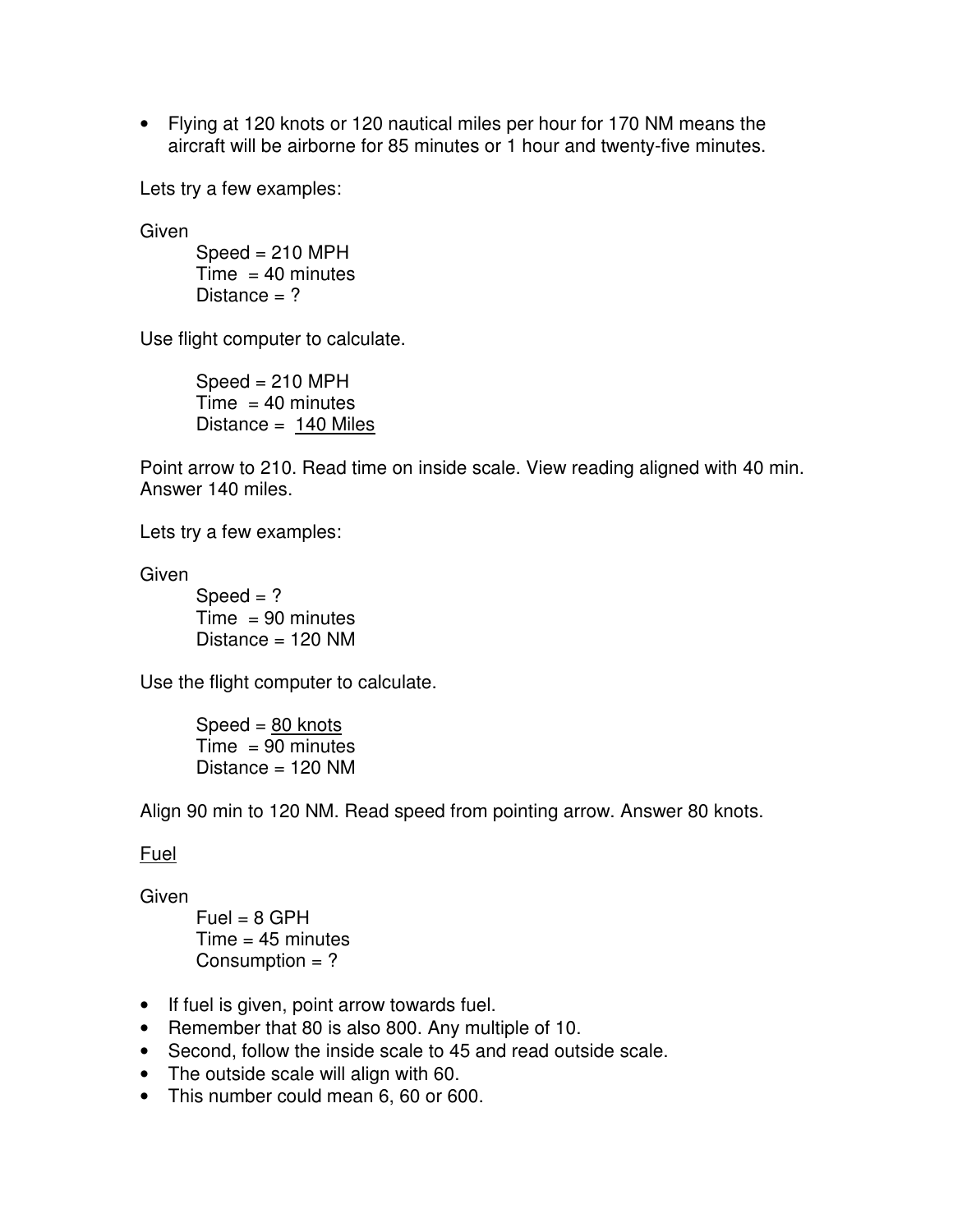- Flying at 120 knots or 120 nautical miles per hour for 170 NM means the aircraft will be airborne for 85 minutes or 1 hour and twenty-five minutes.

Lets try a few examples:

Given

Speed = 210 MPH
Time = 40 minutes
Distance = ?

Use flight computer to calculate.

Speed = 210 MPH
Time = 40 minutes
Distance = <u>140 Miles</u>

Point arrow to 210. Read time on inside scale. View reading aligned with 40 min. Answer 140 miles.

Lets try a few examples:

Given

Speed = ?
Time = 90 minutes
Distance = 120 NM

Use the flight computer to calculate.

Speed = <u>80 knots</u>
Time = 90 minutes
Distance = 120 NM

Align 90 min to 120 NM. Read speed from pointing arrow. Answer 80 knots.

<u>Fuel</u>

Given

Fuel = 8 GPH
Time = 45 minutes
Consumption = ?

- If fuel is given, point arrow towards fuel.
- Remember that 80 is also 800. Any multiple of 10.
- Second, follow the inside scale to 45 and read outside scale.
- The outside scale will align with 60.
- This number could mean 6, 60 or 600.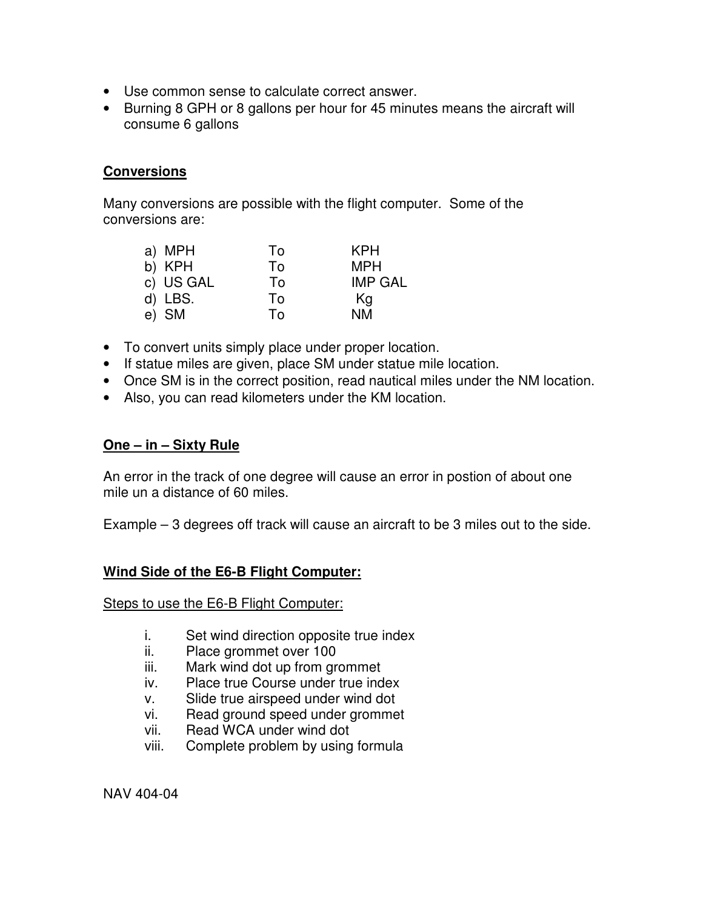- Use common sense to calculate correct answer.
- Burning 8 GPH or 8 gallons per hour for 45 minutes means the aircraft will consume 6 gallons

**<u>Conversions</u>**

Many conversions are possible with the flight computer. Some of the conversions are:

| | | |
|---|---|---|
| a) MPH | To | KPH |
| b) KPH | To | MPH |
| c) US GAL | To | IMP GAL |
| d) LBS. | To | Kg |
| e) SM | To | NM |

- To convert units simply place under proper location.
- If statue miles are given, place SM under statue mile location.
- Once SM is in the correct position, read nautical miles under the NM location.
- Also, you can read kilometers under the KM location.

**<u>One – in – Sixty Rule</u>**

An error in the track of one degree will cause an error in postion of about one mile un a distance of 60 miles.

Example – 3 degrees off track will cause an aircraft to be 3 miles out to the side.

**<u>Wind Side of the E6-B Flight Computer:</u>**

<u>Steps to use the E6-B Flight Computer:</u>

i. Set wind direction opposite true index
ii. Place grommet over 100
iii. Mark wind dot up from grommet
iv. Place true Course under true index
v. Slide true airspeed under wind dot
vi. Read ground speed under grommet
vii. Read WCA under wind dot
viii. Complete problem by using formula

NAV 404-04